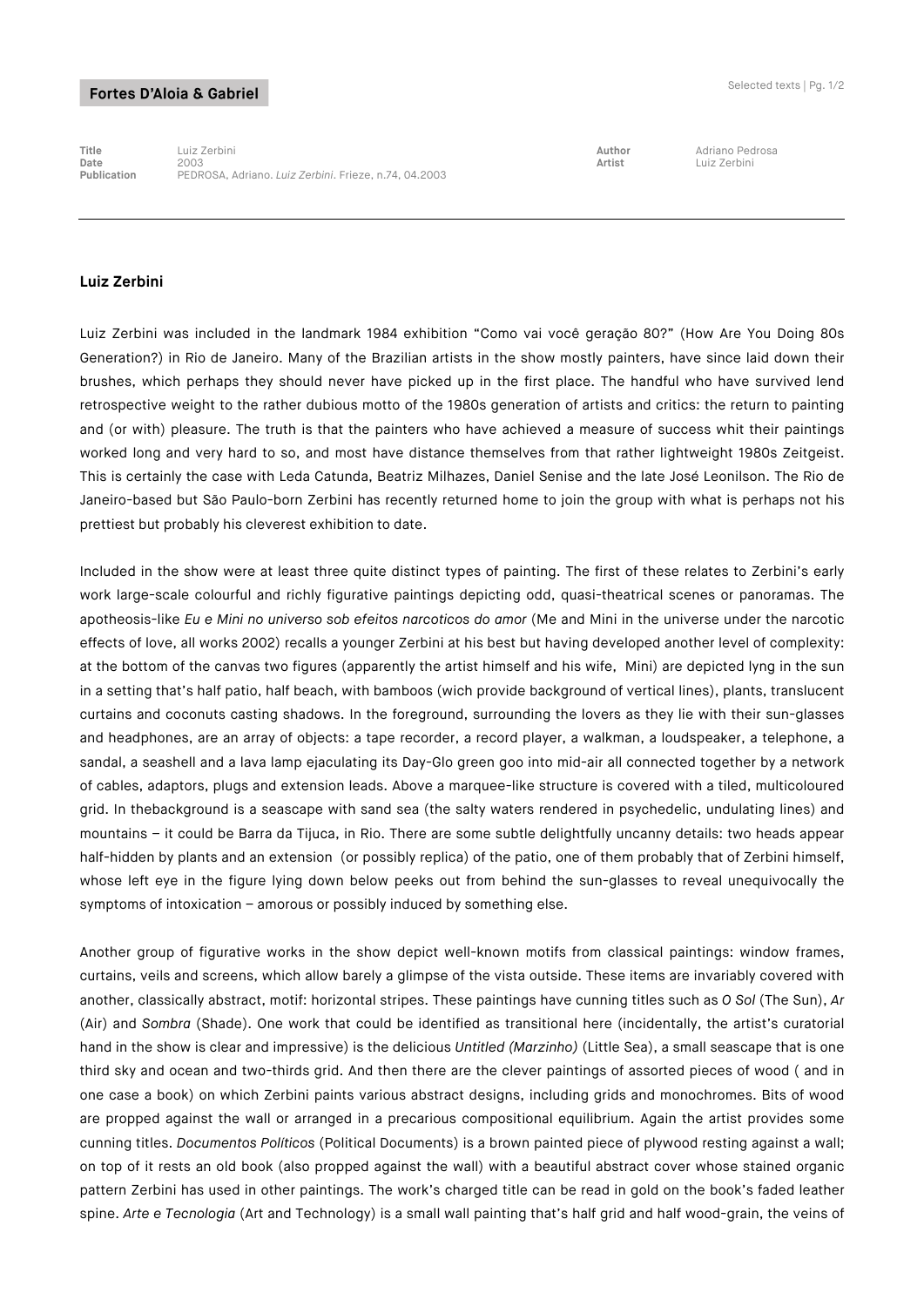Fortes D'Aloia & Gabriel

| | | | |
|---|---|---|---|
| **Title** | Luiz Zerbini | **Author** | Adriano Pedrosa |
| **Date** | 2003 | **Artist** | Luiz Zerbini |
| **Publication** | PEDROSA, Adriano. *Luiz Zerbini*. Frieze, n.74, 04.2003 | | |

---

## Luiz Zerbini

Luiz Zerbini was included in the landmark 1984 exhibition "Como vai você geração 80?" (How Are You Doing 80s Generation?) in Rio de Janeiro. Many of the Brazilian artists in the show mostly painters, have since laid down their brushes, which perhaps they should never have picked up in the first place. The handful who have survived lend retrospective weight to the rather dubious motto of the 1980s generation of artists and critics: the return to painting and (or with) pleasure. The truth is that the painters who have achieved a measure of success whit their paintings worked long and very hard to so, and most have distance themselves from that rather lightweight 1980s Zeitgeist. This is certainly the case with Leda Catunda, Beatriz Milhazes, Daniel Senise and the late José Leonilson. The Rio de Janeiro-based but São Paulo-born Zerbini has recently returned home to join the group with what is perhaps not his prettiest but probably his cleverest exhibition to date.

Included in the show were at least three quite distinct types of painting. The first of these relates to Zerbini's early work large-scale colourful and richly figurative paintings depicting odd, quasi-theatrical scenes or panoramas. The apotheosis-like *Eu e Mini no universo sob efeitos narcoticos do amor* (Me and Mini in the universe under the narcotic effects of love, all works 2002) recalls a younger Zerbini at his best but having developed another level of complexity: at the bottom of the canvas two figures (apparently the artist himself and his wife, Mini) are depicted lyng in the sun in a setting that's half patio, half beach, with bamboos (wich provide background of vertical lines), plants, translucent curtains and coconuts casting shadows. In the foreground, surrounding the lovers as they lie with their sun-glasses and headphones, are an array of objects: a tape recorder, a record player, a walkman, a loudspeaker, a telephone, a sandal, a seashell and a lava lamp ejaculating its Day-Glo green goo into mid-air all connected together by a network of cables, adaptors, plugs and extension leads. Above a marquee-like structure is covered with a tiled, multicoloured grid. In thebackground is a seascape with sand sea (the salty waters rendered in psychedelic, undulating lines) and mountains – it could be Barra da Tijuca, in Rio. There are some subtle delightfully uncanny details: two heads appear half-hidden by plants and an extension (or possibly replica) of the patio, one of them probably that of Zerbini himself, whose left eye in the figure lying down below peeks out from behind the sun-glasses to reveal unequivocally the symptoms of intoxication – amorous or possibly induced by something else.

Another group of figurative works in the show depict well-known motifs from classical paintings: window frames, curtains, veils and screens, which allow barely a glimpse of the vista outside. These items are invariably covered with another, classically abstract, motif: horizontal stripes. These paintings have cunning titles such as *O Sol* (The Sun), *Ar* (Air) and *Sombra* (Shade). One work that could be identified as transitional here (incidentally, the artist's curatorial hand in the show is clear and impressive) is the delicious *Untitled (Marzinho)* (Little Sea), a small seascape that is one third sky and ocean and two-thirds grid. And then there are the clever paintings of assorted pieces of wood ( and in one case a book) on which Zerbini paints various abstract designs, including grids and monochromes. Bits of wood are propped against the wall or arranged in a precarious compositional equilibrium. Again the artist provides some cunning titles. *Documentos Políticos* (Political Documents) is a brown painted piece of plywood resting against a wall; on top of it rests an old book (also propped against the wall) with a beautiful abstract cover whose stained organic pattern Zerbini has used in other paintings. The work's charged title can be read in gold on the book's faded leather spine. *Arte e Tecnologia* (Art and Technology) is a small wall painting that's half grid and half wood-grain, the veins of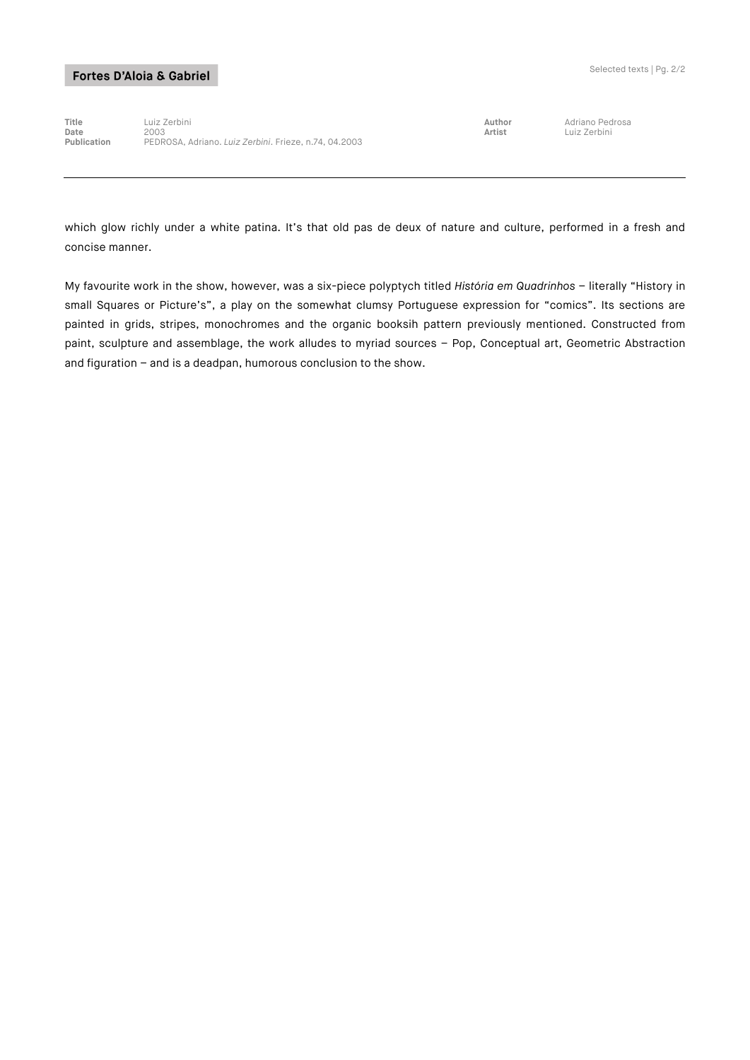which glow richly under a white patina. It's that old pas de deux of nature and culture, performed in a fresh and concise manner.

My favourite work in the show, however, was a six-piece polyptych titled *História em Quadrinhos* – literally "History in small Squares or Picture's", a play on the somewhat clumsy Portuguese expression for "comics". Its sections are painted in grids, stripes, monochromes and the organic booksih pattern previously mentioned. Constructed from paint, sculpture and assemblage, the work alludes to myriad sources – Pop, Conceptual art, Geometric Abstraction and figuration – and is a deadpan, humorous conclusion to the show.